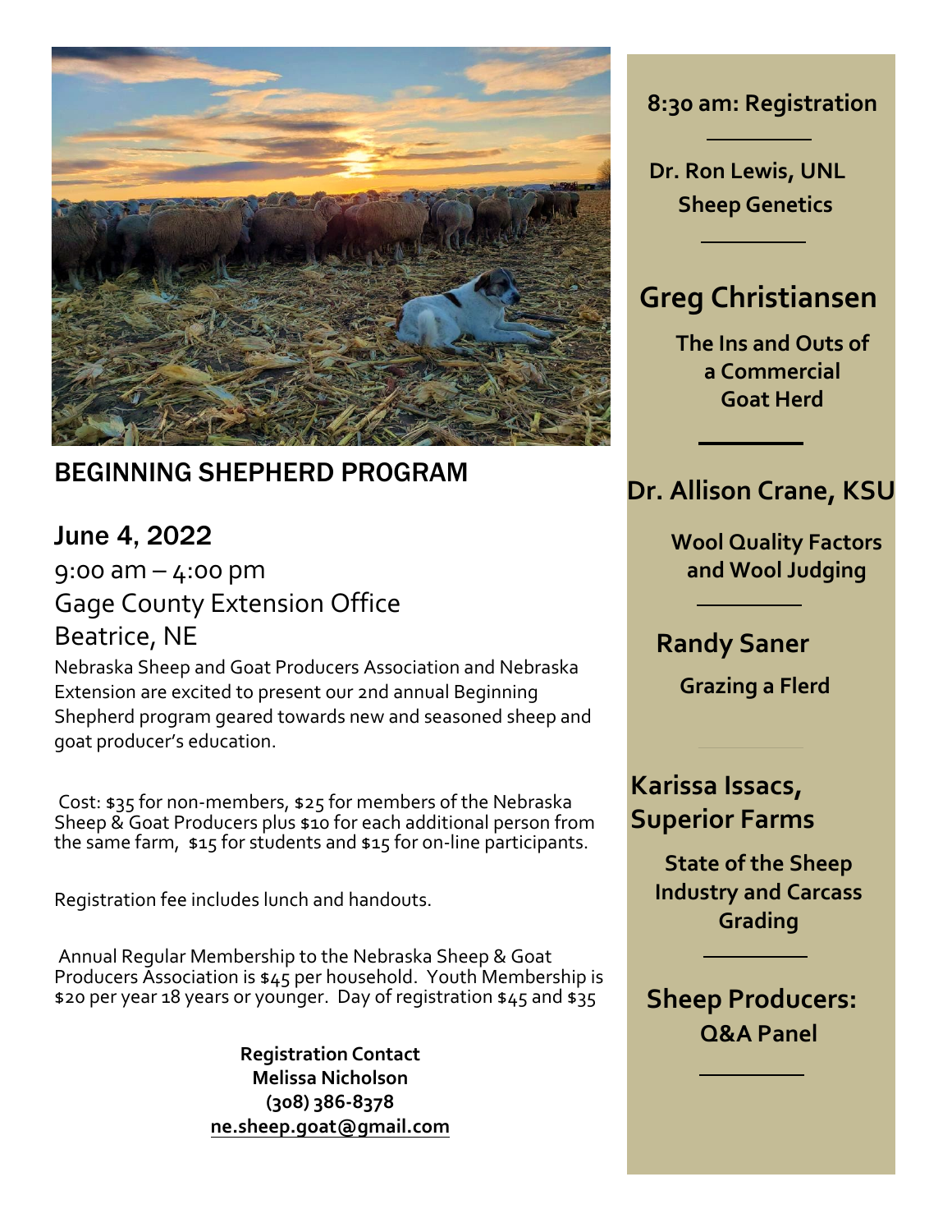## BEGINNING SHEPHERD PROGRAM

### June 4, 2022

9:00 am – 4:00 pm
Gage County Extension Office
Beatrice, NE

Nebraska Sheep and Goat Producers Association and Nebraska Extension are excited to present our 2nd annual Beginning Shepherd program geared towards new and seasoned sheep and goat producer's education.

Cost: $35 for non-members, $25 for members of the Nebraska Sheep & Goat Producers plus $10 for each additional person from the same farm, $15 for students and $15 for on-line participants.

Registration fee includes lunch and handouts.

Annual Regular Membership to the Nebraska Sheep & Goat Producers Association is $45 per household. Youth Membership is $20 per year 18 years or younger. Day of registration $45 and $35

**Registration Contact**
**Melissa Nicholson**
**(308) 386-8378**
**ne.sheep.goat@gmail.com**

---

**8:30 am: Registration**

---

**Dr. Ron Lewis, UNL**
**Sheep Genetics**

---

**Greg Christiansen**
**The Ins and Outs of a Commercial Goat Herd**

---

**Dr. Allison Crane, KSU**
**Wool Quality Factors and Wool Judging**

---

**Randy Saner**
**Grazing a Flerd**

---

**Karissa Issacs, Superior Farms**
**State of the Sheep Industry and Carcass Grading**

---

**Sheep Producers:**
**Q&A Panel**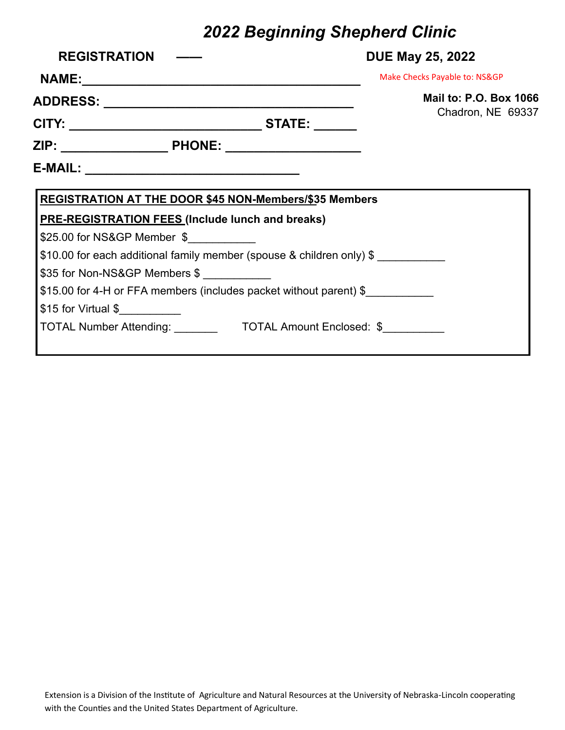# *2022 Beginning Shepherd Clinic*

**REGISTRATION —— DUE May 25, 2022**

Make Checks Payable to: NS&GP

**Mail to: P.O. Box 1066**
Chadron, NE 69337

**NAME:**_______________________________________

**ADDRESS:** ___________________________________

**CITY:** ___________________________ **STATE:** ______

**ZIP:** _______________ **PHONE:** ___________________

**E-MAIL:** ______________________________

**REGISTRATION AT THE DOOR $45 NON-Members/$35 Members**

**PRE-REGISTRATION FEES (Include lunch and breaks)**

$25.00 for NS&GP Member $___________

$10.00 for each additional family member (spouse & children only) $ ___________

$35 for Non-NS&GP Members $ ___________

$15.00 for 4-H or FFA members (includes packet without parent) $___________

$15 for Virtual $__________

TOTAL Number Attending: _______ TOTAL Amount Enclosed: $__________

Extension is a Division of the Institute of Agriculture and Natural Resources at the University of Nebraska-Lincoln cooperating with the Counties and the United States Department of Agriculture.